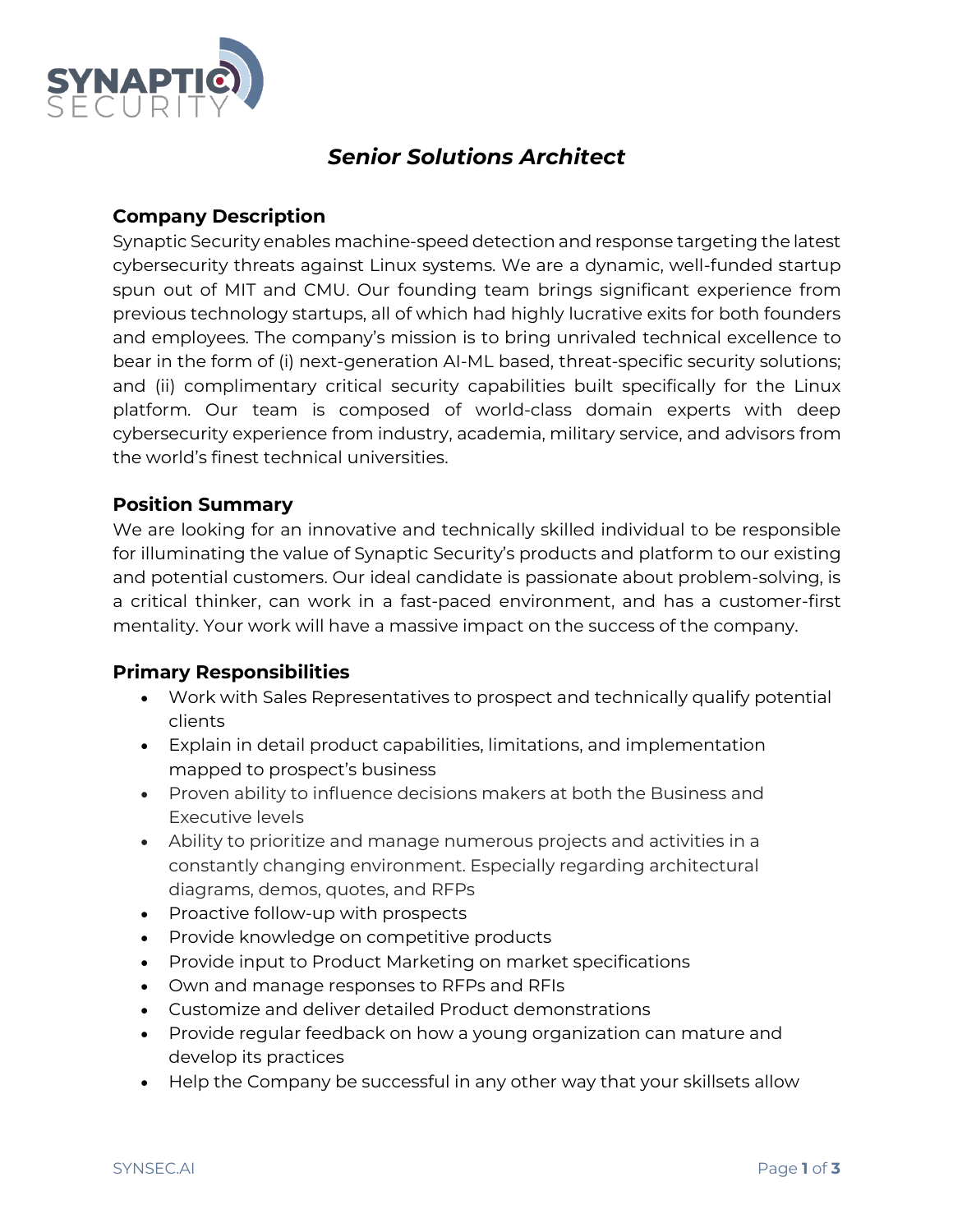# *Senior Solutions Architect*

## Company Description

Synaptic Security enables machine-speed detection and response targeting the latest cybersecurity threats against Linux systems. We are a dynamic, well-funded startup spun out of MIT and CMU. Our founding team brings significant experience from previous technology startups, all of which had highly lucrative exits for both founders and employees. The company's mission is to bring unrivaled technical excellence to bear in the form of (i) next-generation AI-ML based, threat-specific security solutions; and (ii) complimentary critical security capabilities built specifically for the Linux platform. Our team is composed of world-class domain experts with deep cybersecurity experience from industry, academia, military service, and advisors from the world's finest technical universities.

## Position Summary

We are looking for an innovative and technically skilled individual to be responsible for illuminating the value of Synaptic Security's products and platform to our existing and potential customers. Our ideal candidate is passionate about problem-solving, is a critical thinker, can work in a fast-paced environment, and has a customer-first mentality. Your work will have a massive impact on the success of the company.

## Primary Responsibilities

- Work with Sales Representatives to prospect and technically qualify potential clients
- Explain in detail product capabilities, limitations, and implementation mapped to prospect's business
- Proven ability to influence decisions makers at both the Business and Executive levels
- Ability to prioritize and manage numerous projects and activities in a constantly changing environment. Especially regarding architectural diagrams, demos, quotes, and RFPs
- Proactive follow-up with prospects
- Provide knowledge on competitive products
- Provide input to Product Marketing on market specifications
- Own and manage responses to RFPs and RFIs
- Customize and deliver detailed Product demonstrations
- Provide regular feedback on how a young organization can mature and develop its practices
- Help the Company be successful in any other way that your skillsets allow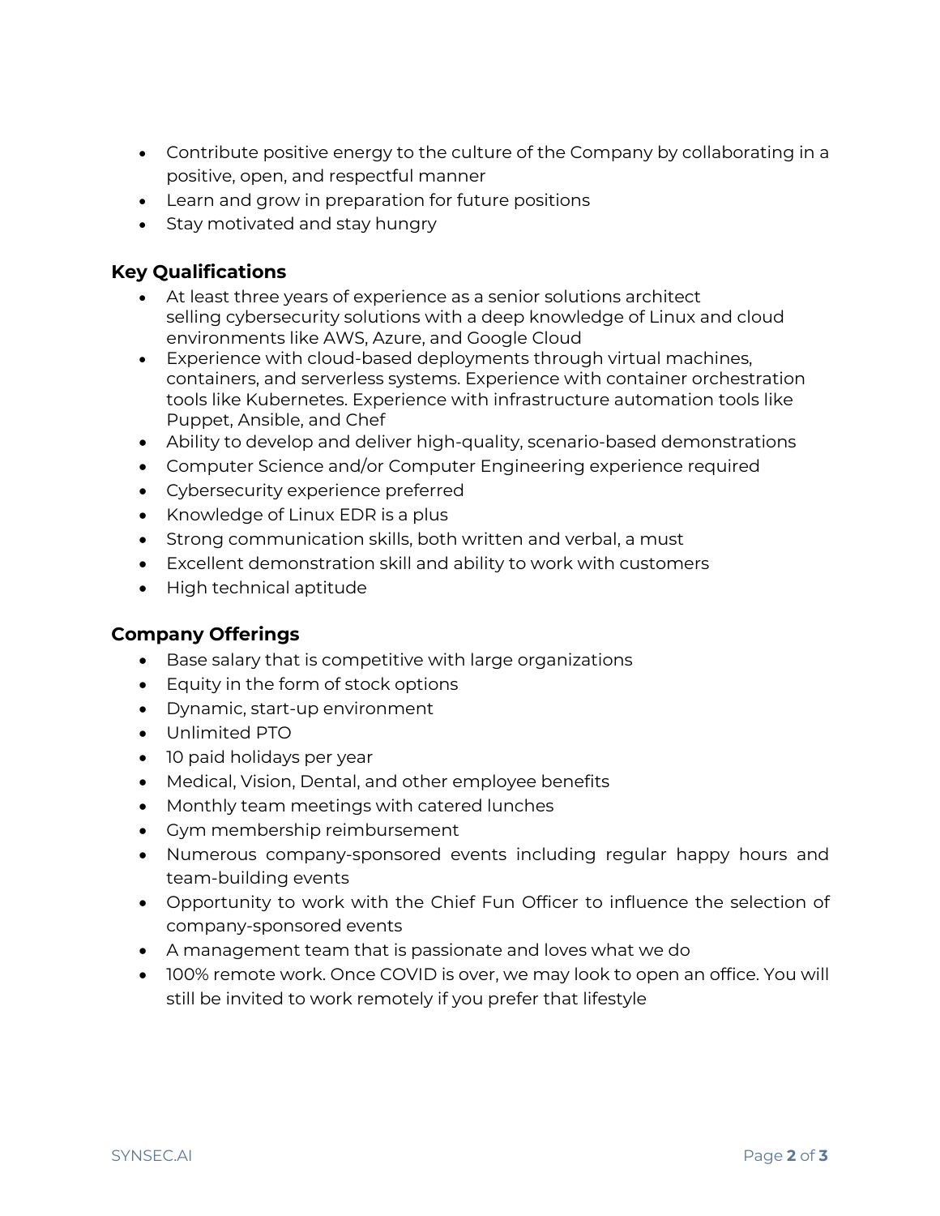- Contribute positive energy to the culture of the Company by collaborating in a positive, open, and respectful manner
- Learn and grow in preparation for future positions
- Stay motivated and stay hungry

### Key Qualifications

- At least three years of experience as a senior solutions architect selling cybersecurity solutions with a deep knowledge of Linux and cloud environments like AWS, Azure, and Google Cloud
- Experience with cloud-based deployments through virtual machines, containers, and serverless systems. Experience with container orchestration tools like Kubernetes. Experience with infrastructure automation tools like Puppet, Ansible, and Chef
- Ability to develop and deliver high-quality, scenario-based demonstrations
- Computer Science and/or Computer Engineering experience required
- Cybersecurity experience preferred
- Knowledge of Linux EDR is a plus
- Strong communication skills, both written and verbal, a must
- Excellent demonstration skill and ability to work with customers
- High technical aptitude

### Company Offerings

- Base salary that is competitive with large organizations
- Equity in the form of stock options
- Dynamic, start-up environment
- Unlimited PTO
- 10 paid holidays per year
- Medical, Vision, Dental, and other employee benefits
- Monthly team meetings with catered lunches
- Gym membership reimbursement
- Numerous company-sponsored events including regular happy hours and team-building events
- Opportunity to work with the Chief Fun Officer to influence the selection of company-sponsored events
- A management team that is passionate and loves what we do
- 100% remote work. Once COVID is over, we may look to open an office. You will still be invited to work remotely if you prefer that lifestyle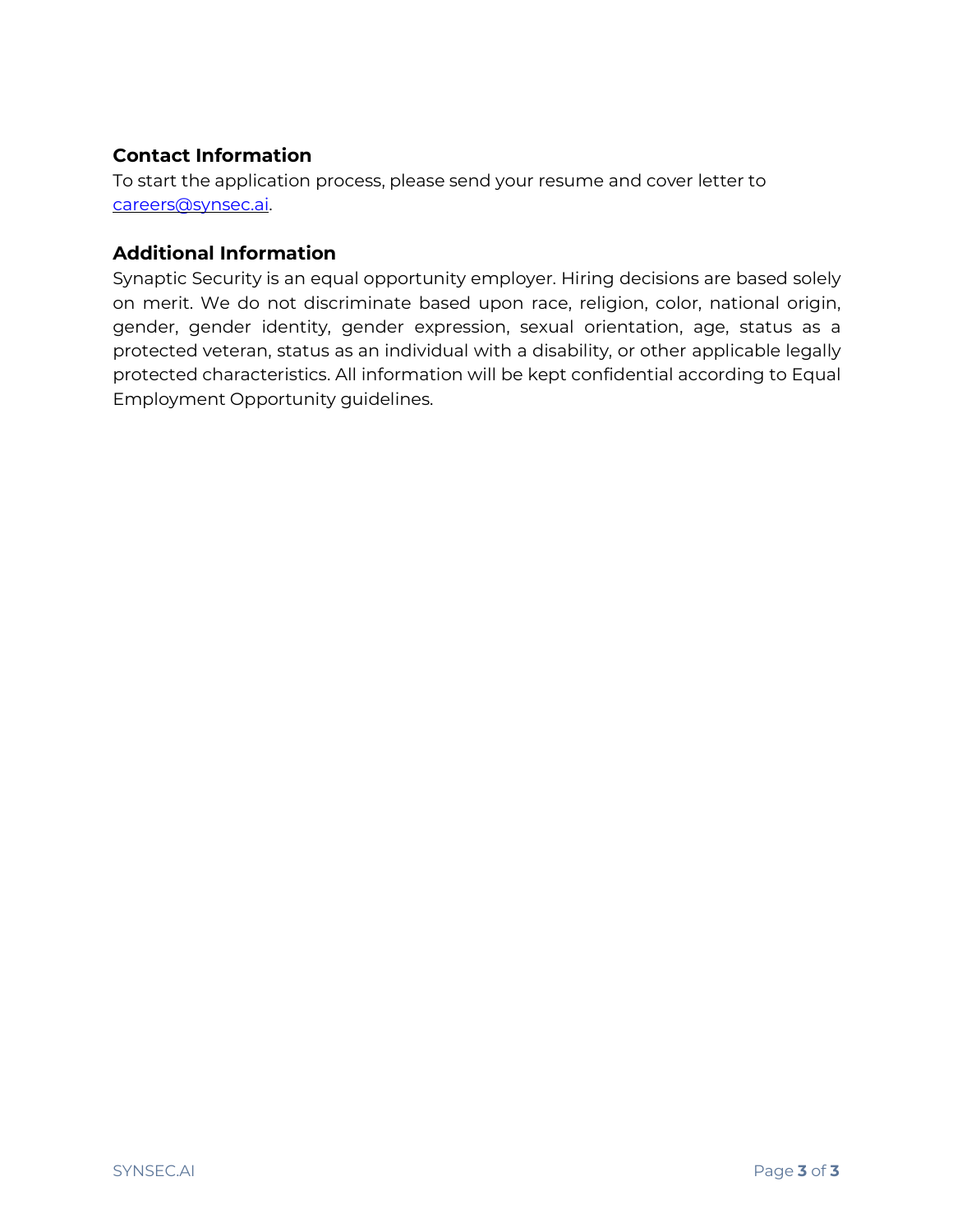### Contact Information

To start the application process, please send your resume and cover letter to [careers@synsec.ai](mailto:careers@synsec.ai).

### Additional Information

Synaptic Security is an equal opportunity employer. Hiring decisions are based solely on merit. We do not discriminate based upon race, religion, color, national origin, gender, gender identity, gender expression, sexual orientation, age, status as a protected veteran, status as an individual with a disability, or other applicable legally protected characteristics. All information will be kept confidential according to Equal Employment Opportunity guidelines.